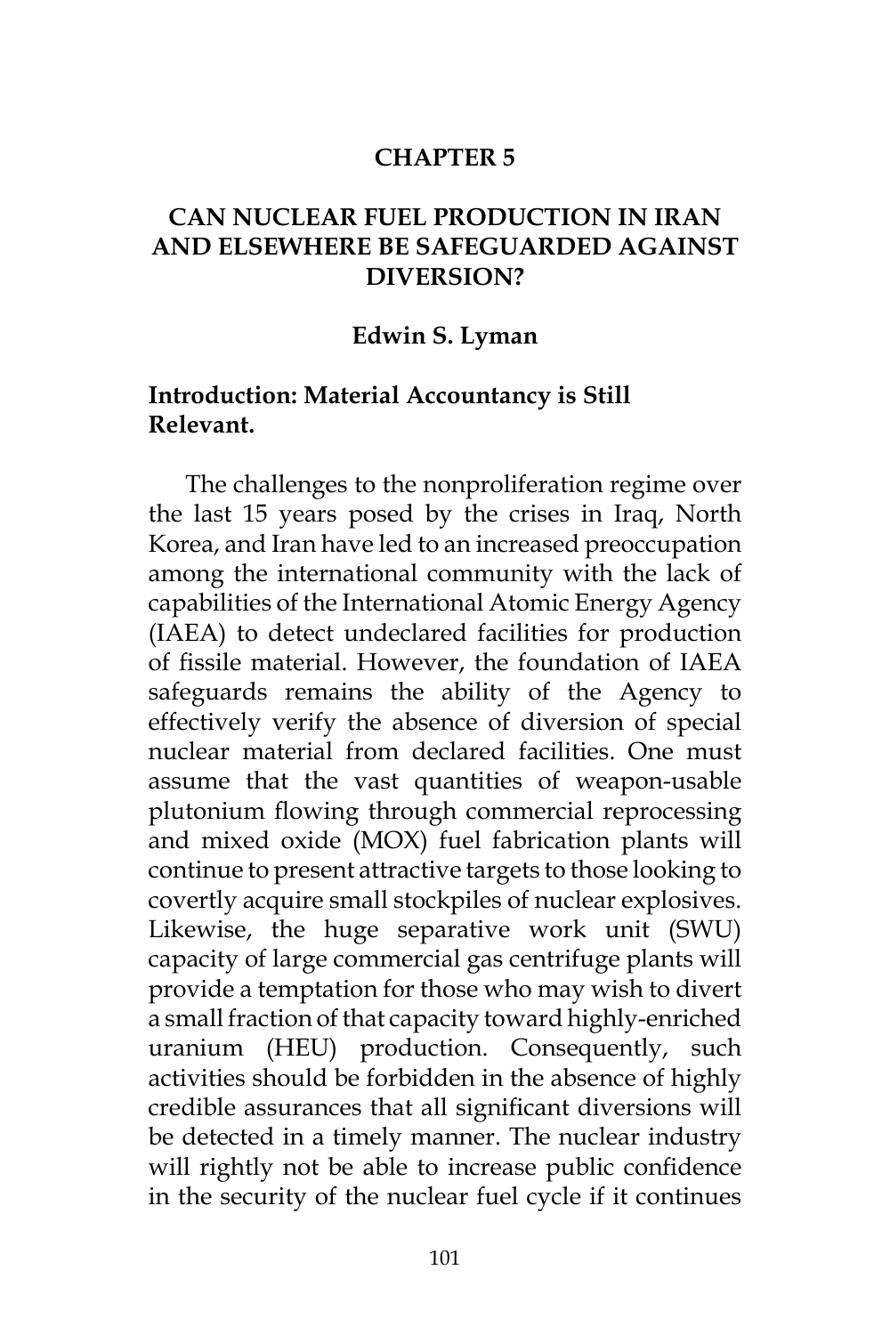# CHAPTER 5

# CAN NUCLEAR FUEL PRODUCTION IN IRAN AND ELSEWHERE BE SAFEGUARDED AGAINST DIVERSION?

**Edwin S. Lyman**

## Introduction: Material Accountancy is Still Relevant.

The challenges to the nonproliferation regime over the last 15 years posed by the crises in Iraq, North Korea, and Iran have led to an increased preoccupation among the international community with the lack of capabilities of the International Atomic Energy Agency (IAEA) to detect undeclared facilities for production of fissile material. However, the foundation of IAEA safeguards remains the ability of the Agency to effectively verify the absence of diversion of special nuclear material from declared facilities. One must assume that the vast quantities of weapon-usable plutonium flowing through commercial reprocessing and mixed oxide (MOX) fuel fabrication plants will continue to present attractive targets to those looking to covertly acquire small stockpiles of nuclear explosives. Likewise, the huge separative work unit (SWU) capacity of large commercial gas centrifuge plants will provide a temptation for those who may wish to divert a small fraction of that capacity toward highly-enriched uranium (HEU) production. Consequently, such activities should be forbidden in the absence of highly credible assurances that all significant diversions will be detected in a timely manner. The nuclear industry will rightly not be able to increase public confidence in the security of the nuclear fuel cycle if it continues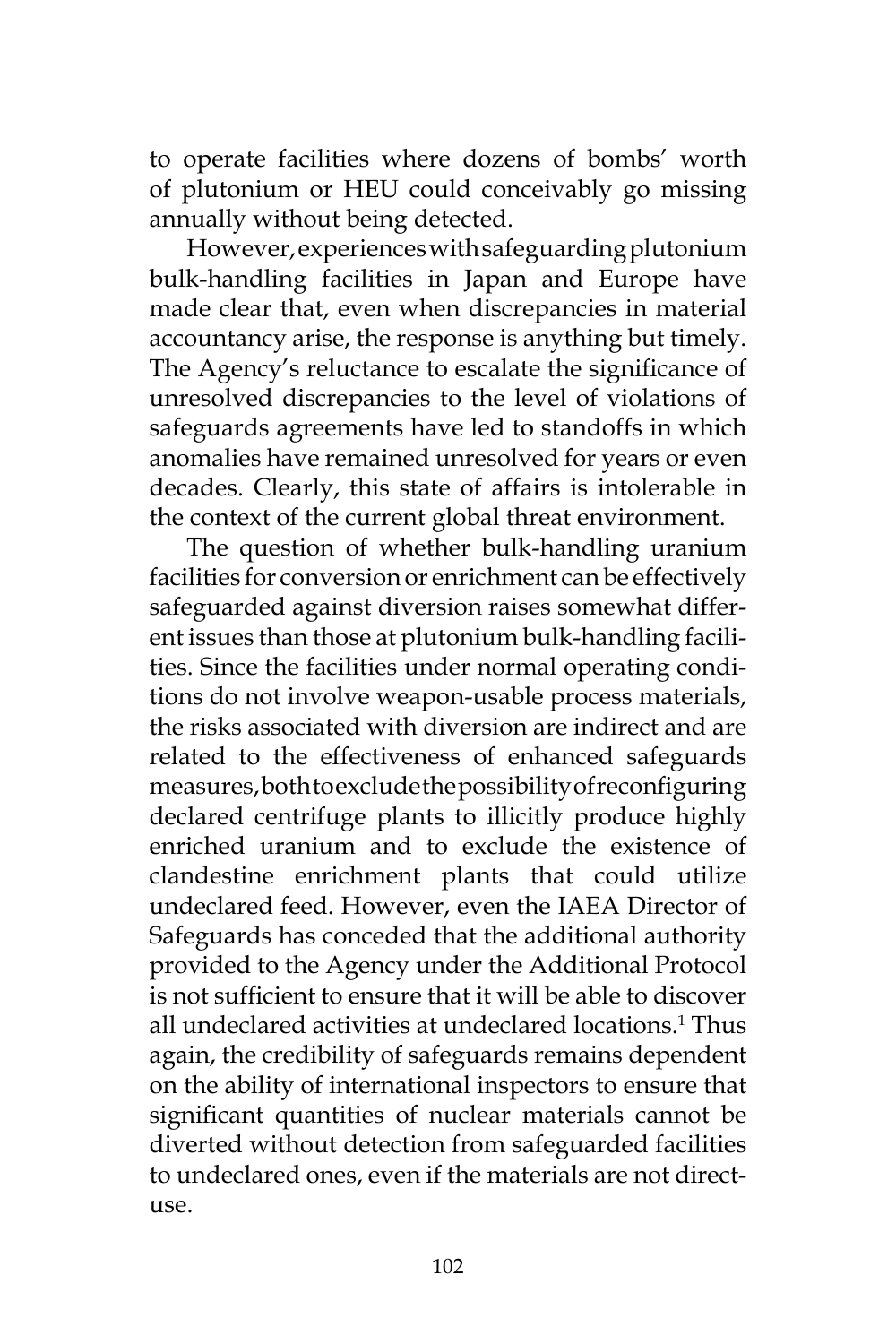to operate facilities where dozens of bombs' worth of plutonium or HEU could conceivably go missing annually without being detected.

However, experiences with safeguarding plutonium bulk-handling facilities in Japan and Europe have made clear that, even when discrepancies in material accountancy arise, the response is anything but timely. The Agency's reluctance to escalate the significance of unresolved discrepancies to the level of violations of safeguards agreements have led to standoffs in which anomalies have remained unresolved for years or even decades. Clearly, this state of affairs is intolerable in the context of the current global threat environment.

The question of whether bulk-handling uranium facilities for conversion or enrichment can be effectively safeguarded against diversion raises somewhat different issues than those at plutonium bulk-handling facilities. Since the facilities under normal operating conditions do not involve weapon-usable process materials, the risks associated with diversion are indirect and are related to the effectiveness of enhanced safeguards measures, both to exclude the possibility of reconfiguring declared centrifuge plants to illicitly produce highly enriched uranium and to exclude the existence of clandestine enrichment plants that could utilize undeclared feed. However, even the IAEA Director of Safeguards has conceded that the additional authority provided to the Agency under the Additional Protocol is not sufficient to ensure that it will be able to discover all undeclared activities at undeclared locations.[1] Thus again, the credibility of safeguards remains dependent on the ability of international inspectors to ensure that significant quantities of nuclear materials cannot be diverted without detection from safeguarded facilities to undeclared ones, even if the materials are not direct-use.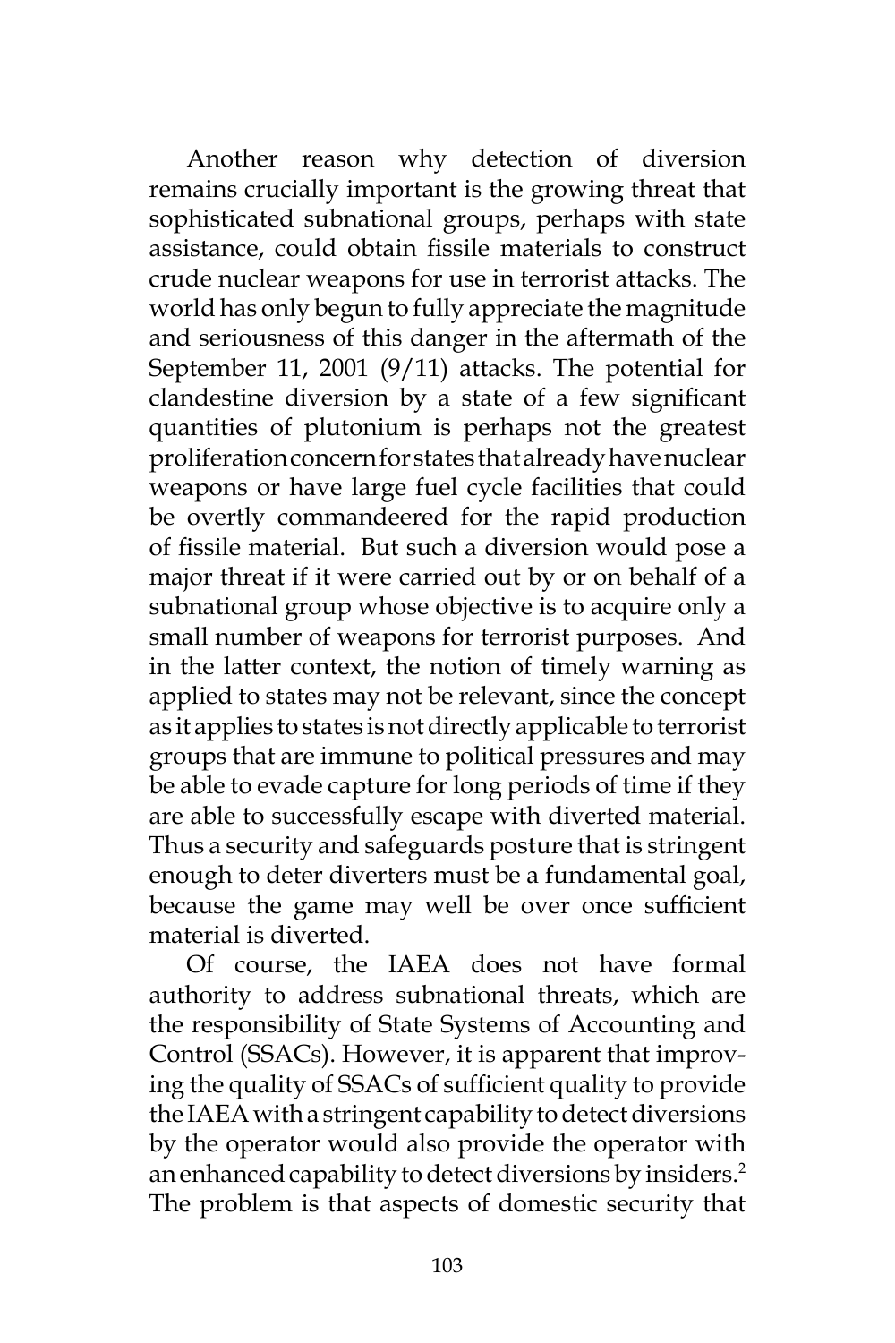Another reason why detection of diversion remains crucially important is the growing threat that sophisticated subnational groups, perhaps with state assistance, could obtain fissile materials to construct crude nuclear weapons for use in terrorist attacks. The world has only begun to fully appreciate the magnitude and seriousness of this danger in the aftermath of the September 11, 2001 (9/11) attacks. The potential for clandestine diversion by a state of a few significant quantities of plutonium is perhaps not the greatest proliferation concern for states that already have nuclear weapons or have large fuel cycle facilities that could be overtly commandeered for the rapid production of fissile material. But such a diversion would pose a major threat if it were carried out by or on behalf of a subnational group whose objective is to acquire only a small number of weapons for terrorist purposes. And in the latter context, the notion of timely warning as applied to states may not be relevant, since the concept as it applies to states is not directly applicable to terrorist groups that are immune to political pressures and may be able to evade capture for long periods of time if they are able to successfully escape with diverted material. Thus a security and safeguards posture that is stringent enough to deter diverters must be a fundamental goal, because the game may well be over once sufficient material is diverted.

Of course, the IAEA does not have formal authority to address subnational threats, which are the responsibility of State Systems of Accounting and Control (SSACs). However, it is apparent that improving the quality of SSACs of sufficient quality to provide the IAEA with a stringent capability to detect diversions by the operator would also provide the operator with an enhanced capability to detect diversions by insiders.[2] The problem is that aspects of domestic security that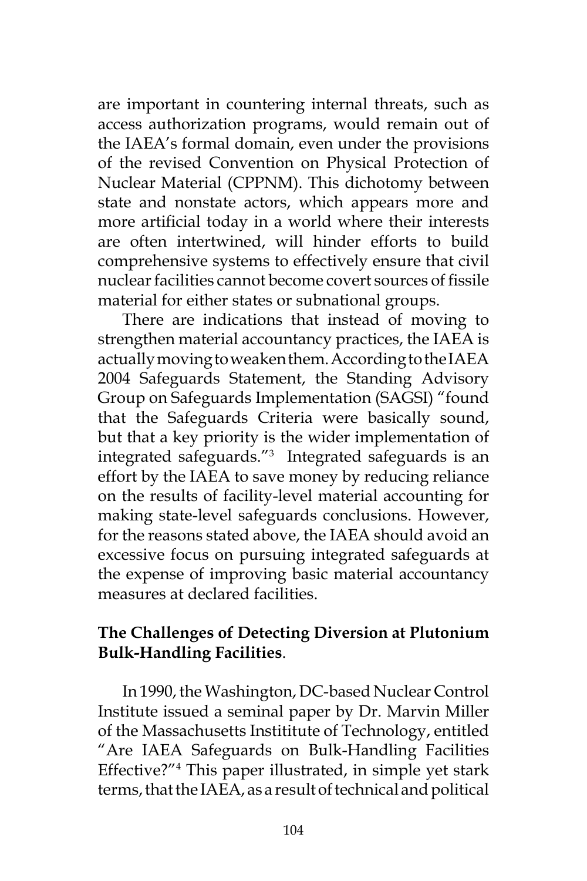are important in countering internal threats, such as access authorization programs, would remain out of the IAEA's formal domain, even under the provisions of the revised Convention on Physical Protection of Nuclear Material (CPPNM). This dichotomy between state and nonstate actors, which appears more and more artificial today in a world where their interests are often intertwined, will hinder efforts to build comprehensive systems to effectively ensure that civil nuclear facilities cannot become covert sources of fissile material for either states or subnational groups.

There are indications that instead of moving to strengthen material accountancy practices, the IAEA is actually moving to weaken them. According to the IAEA 2004 Safeguards Statement, the Standing Advisory Group on Safeguards Implementation (SAGSI) "found that the Safeguards Criteria were basically sound, but that a key priority is the wider implementation of integrated safeguards."[3] Integrated safeguards is an effort by the IAEA to save money by reducing reliance on the results of facility-level material accounting for making state-level safeguards conclusions. However, for the reasons stated above, the IAEA should avoid an excessive focus on pursuing integrated safeguards at the expense of improving basic material accountancy measures at declared facilities.

**The Challenges of Detecting Diversion at Plutonium Bulk-Handling Facilities**.

In 1990, the Washington, DC-based Nuclear Control Institute issued a seminal paper by Dr. Marvin Miller of the Massachusetts Instititute of Technology, entitled "Are IAEA Safeguards on Bulk-Handling Facilities Effective?"[4] This paper illustrated, in simple yet stark terms, that the IAEA, as a result of technical and political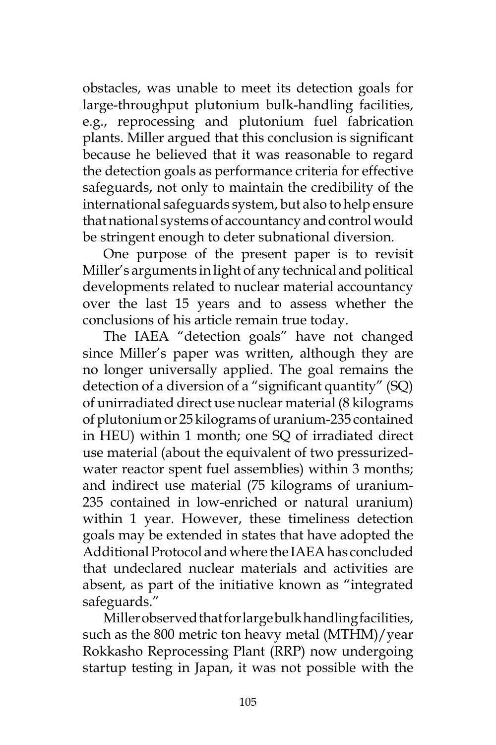obstacles, was unable to meet its detection goals for large-throughput plutonium bulk-handling facilities, e.g., reprocessing and plutonium fuel fabrication plants. Miller argued that this conclusion is significant because he believed that it was reasonable to regard the detection goals as performance criteria for effective safeguards, not only to maintain the credibility of the international safeguards system, but also to help ensure that national systems of accountancy and control would be stringent enough to deter subnational diversion.

One purpose of the present paper is to revisit Miller's arguments in light of any technical and political developments related to nuclear material accountancy over the last 15 years and to assess whether the conclusions of his article remain true today.

The IAEA "detection goals" have not changed since Miller's paper was written, although they are no longer universally applied. The goal remains the detection of a diversion of a "significant quantity" (SQ) of unirradiated direct use nuclear material (8 kilograms of plutonium or 25 kilograms of uranium-235 contained in HEU) within 1 month; one SQ of irradiated direct use material (about the equivalent of two pressurized-water reactor spent fuel assemblies) within 3 months; and indirect use material (75 kilograms of uranium-235 contained in low-enriched or natural uranium) within 1 year. However, these timeliness detection goals may be extended in states that have adopted the Additional Protocol and where the IAEA has concluded that undeclared nuclear materials and activities are absent, as part of the initiative known as "integrated safeguards."

Miller observed that for large bulk handling facilities, such as the 800 metric ton heavy metal (MTHM)/year Rokkasho Reprocessing Plant (RRP) now undergoing startup testing in Japan, it was not possible with the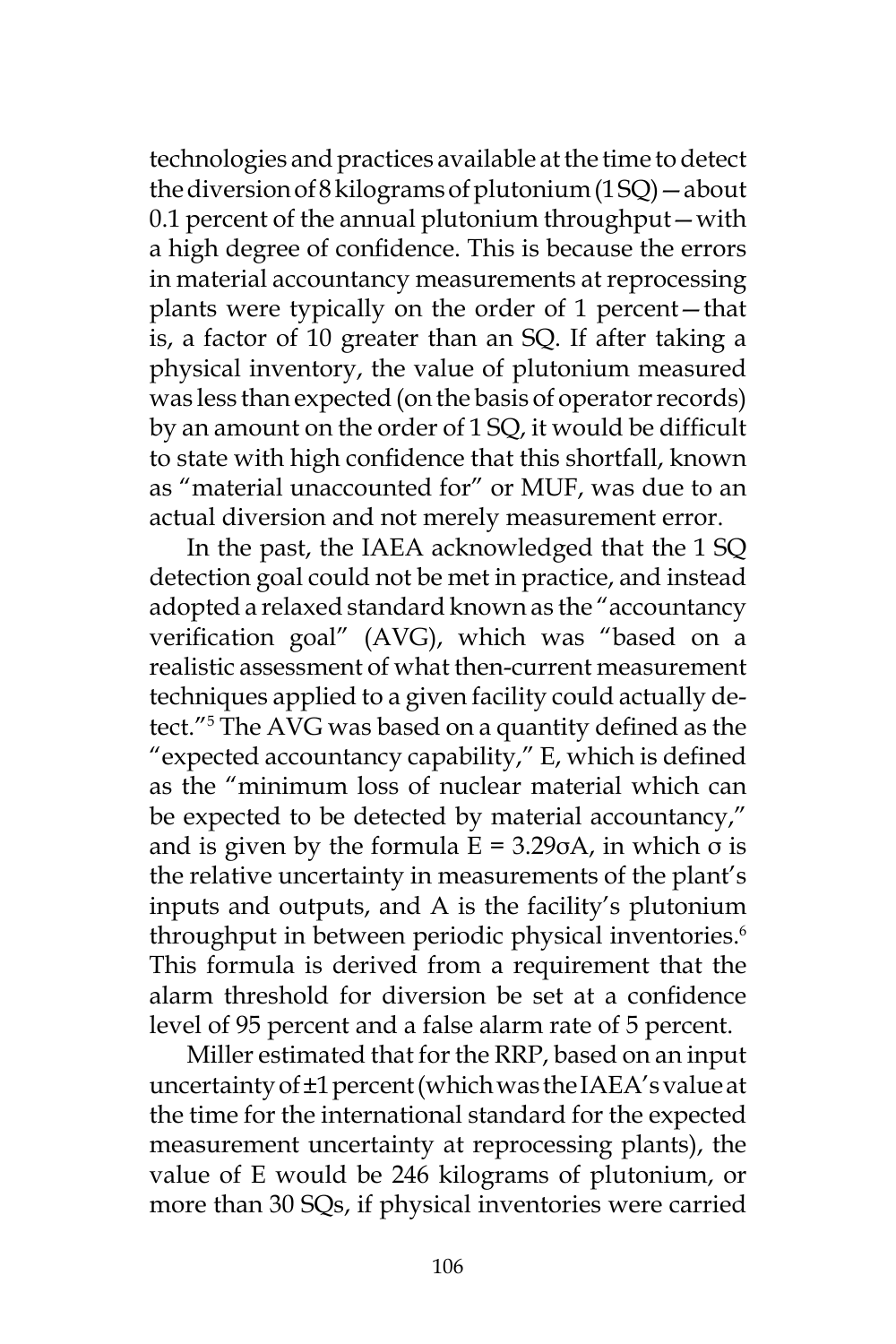technologies and practices available at the time to detect the diversion of 8 kilograms of plutonium (1 SQ)—about 0.1 percent of the annual plutonium throughput—with a high degree of confidence. This is because the errors in material accountancy measurements at reprocessing plants were typically on the order of 1 percent—that is, a factor of 10 greater than an SQ. If after taking a physical inventory, the value of plutonium measured was less than expected (on the basis of operator records) by an amount on the order of 1 SQ, it would be difficult to state with high confidence that this shortfall, known as "material unaccounted for" or MUF, was due to an actual diversion and not merely measurement error.

In the past, the IAEA acknowledged that the 1 SQ detection goal could not be met in practice, and instead adopted a relaxed standard known as the "accountancy verification goal" (AVG), which was "based on a realistic assessment of what then-current measurement techniques applied to a given facility could actually detect."[5] The AVG was based on a quantity defined as the "expected accountancy capability," E, which is defined as the "minimum loss of nuclear material which can be expected to be detected by material accountancy," and is given by the formula $E = 3.29\sigma A$, in which $\sigma$ is the relative uncertainty in measurements of the plant's inputs and outputs, and A is the facility's plutonium throughput in between periodic physical inventories.[6] This formula is derived from a requirement that the alarm threshold for diversion be set at a confidence level of 95 percent and a false alarm rate of 5 percent.

Miller estimated that for the RRP, based on an input uncertainty of ±1 percent (which was the IAEA's value at the time for the international standard for the expected measurement uncertainty at reprocessing plants), the value of E would be 246 kilograms of plutonium, or more than 30 SQs, if physical inventories were carried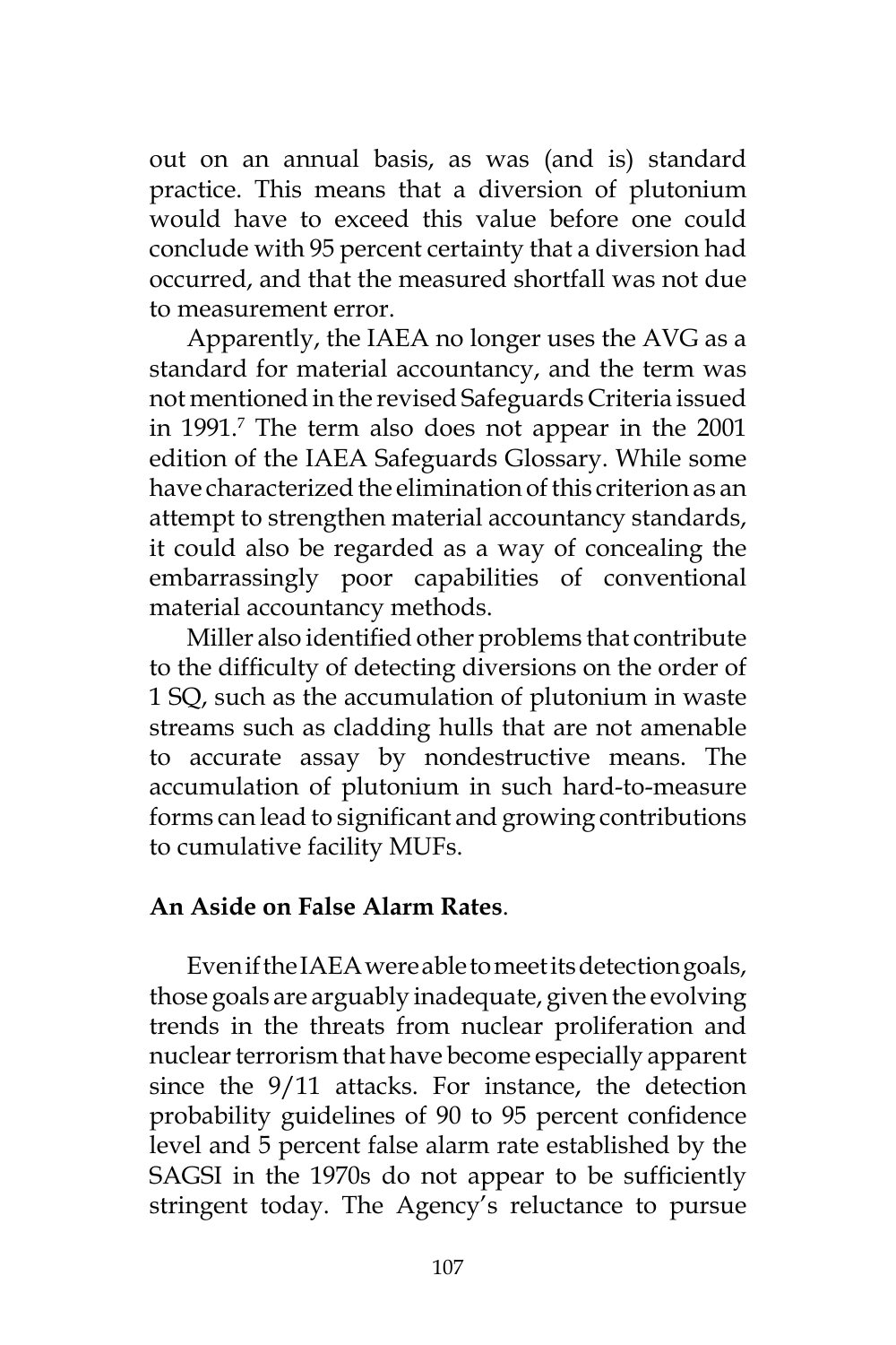out on an annual basis, as was (and is) standard practice. This means that a diversion of plutonium would have to exceed this value before one could conclude with 95 percent certainty that a diversion had occurred, and that the measured shortfall was not due to measurement error.

Apparently, the IAEA no longer uses the AVG as a standard for material accountancy, and the term was not mentioned in the revised Safeguards Criteria issued in 1991.[7] The term also does not appear in the 2001 edition of the IAEA Safeguards Glossary. While some have characterized the elimination of this criterion as an attempt to strengthen material accountancy standards, it could also be regarded as a way of concealing the embarrassingly poor capabilities of conventional material accountancy methods.

Miller also identified other problems that contribute to the difficulty of detecting diversions on the order of 1 SQ, such as the accumulation of plutonium in waste streams such as cladding hulls that are not amenable to accurate assay by nondestructive means. The accumulation of plutonium in such hard-to-measure forms can lead to significant and growing contributions to cumulative facility MUFs.

**An Aside on False Alarm Rates**.

Even if the IAEA were able to meet its detection goals, those goals are arguably inadequate, given the evolving trends in the threats from nuclear proliferation and nuclear terrorism that have become especially apparent since the 9/11 attacks. For instance, the detection probability guidelines of 90 to 95 percent confidence level and 5 percent false alarm rate established by the SAGSI in the 1970s do not appear to be sufficiently stringent today. The Agency's reluctance to pursue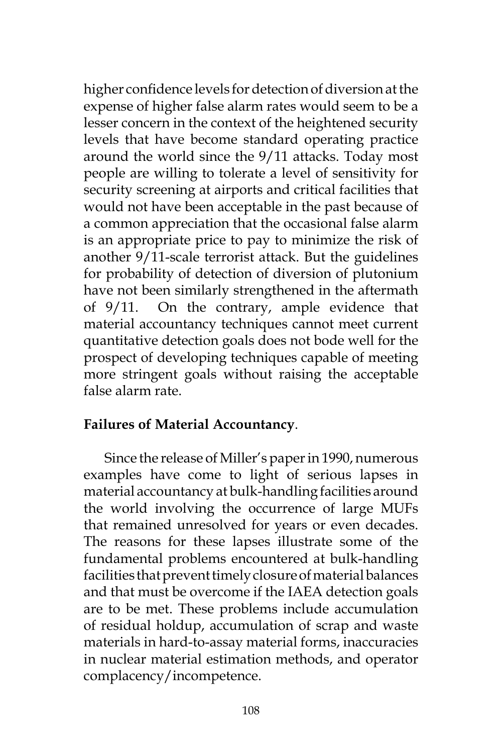higher confidence levels for detection of diversion at the expense of higher false alarm rates would seem to be a lesser concern in the context of the heightened security levels that have become standard operating practice around the world since the 9/11 attacks. Today most people are willing to tolerate a level of sensitivity for security screening at airports and critical facilities that would not have been acceptable in the past because of a common appreciation that the occasional false alarm is an appropriate price to pay to minimize the risk of another 9/11-scale terrorist attack. But the guidelines for probability of detection of diversion of plutonium have not been similarly strengthened in the aftermath of 9/11. On the contrary, ample evidence that material accountancy techniques cannot meet current quantitative detection goals does not bode well for the prospect of developing techniques capable of meeting more stringent goals without raising the acceptable false alarm rate.

**Failures of Material Accountancy**.

Since the release of Miller's paper in 1990, numerous examples have come to light of serious lapses in material accountancy at bulk-handling facilities around the world involving the occurrence of large MUFs that remained unresolved for years or even decades. The reasons for these lapses illustrate some of the fundamental problems encountered at bulk-handling facilities that prevent timely closure of material balances and that must be overcome if the IAEA detection goals are to be met. These problems include accumulation of residual holdup, accumulation of scrap and waste materials in hard-to-assay material forms, inaccuracies in nuclear material estimation methods, and operator complacency/incompetence.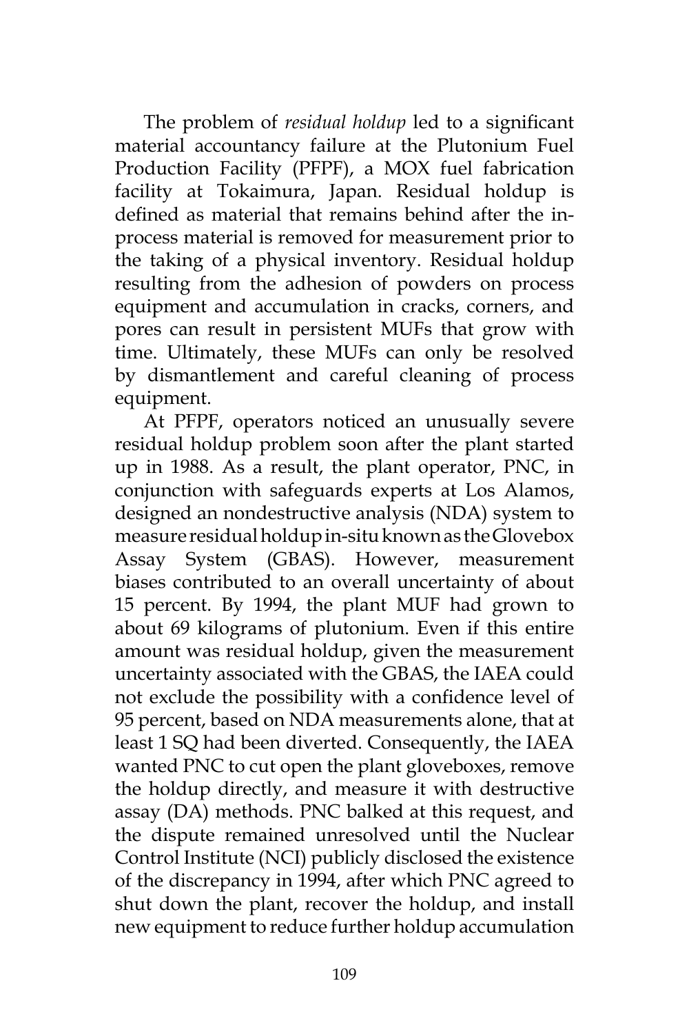The problem of *residual holdup* led to a significant material accountancy failure at the Plutonium Fuel Production Facility (PFPF), a MOX fuel fabrication facility at Tokaimura, Japan. Residual holdup is defined as material that remains behind after the in-process material is removed for measurement prior to the taking of a physical inventory. Residual holdup resulting from the adhesion of powders on process equipment and accumulation in cracks, corners, and pores can result in persistent MUFs that grow with time. Ultimately, these MUFs can only be resolved by dismantlement and careful cleaning of process equipment.

At PFPF, operators noticed an unusually severe residual holdup problem soon after the plant started up in 1988. As a result, the plant operator, PNC, in conjunction with safeguards experts at Los Alamos, designed an nondestructive analysis (NDA) system to measure residual holdup in-situ known as the Glovebox Assay System (GBAS). However, measurement biases contributed to an overall uncertainty of about 15 percent. By 1994, the plant MUF had grown to about 69 kilograms of plutonium. Even if this entire amount was residual holdup, given the measurement uncertainty associated with the GBAS, the IAEA could not exclude the possibility with a confidence level of 95 percent, based on NDA measurements alone, that at least 1 SQ had been diverted. Consequently, the IAEA wanted PNC to cut open the plant gloveboxes, remove the holdup directly, and measure it with destructive assay (DA) methods. PNC balked at this request, and the dispute remained unresolved until the Nuclear Control Institute (NCI) publicly disclosed the existence of the discrepancy in 1994, after which PNC agreed to shut down the plant, recover the holdup, and install new equipment to reduce further holdup accumulation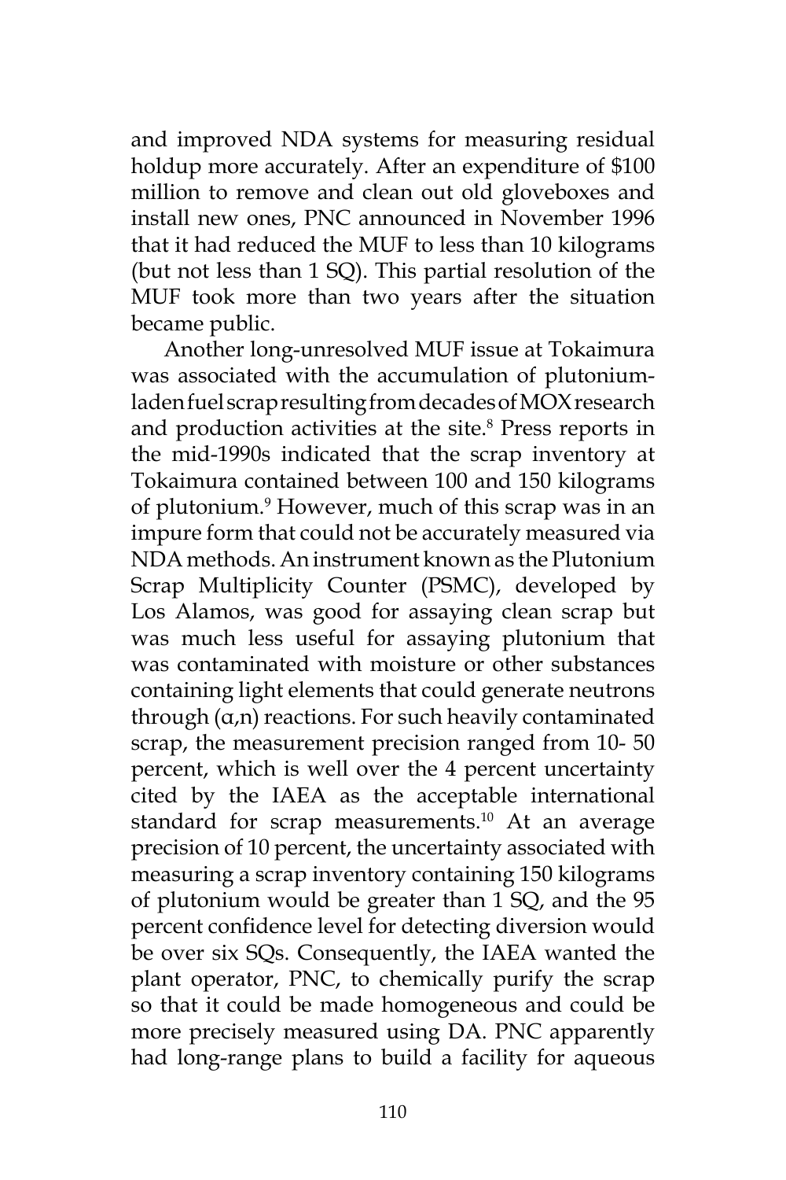and improved NDA systems for measuring residual holdup more accurately. After an expenditure of $100 million to remove and clean out old gloveboxes and install new ones, PNC announced in November 1996 that it had reduced the MUF to less than 10 kilograms (but not less than 1 SQ). This partial resolution of the MUF took more than two years after the situation became public.

Another long-unresolved MUF issue at Tokaimura was associated with the accumulation of plutonium-laden fuel scrap resulting from decades of MOX research and production activities at the site.[8] Press reports in the mid-1990s indicated that the scrap inventory at Tokaimura contained between 100 and 150 kilograms of plutonium.[9] However, much of this scrap was in an impure form that could not be accurately measured via NDA methods. An instrument known as the Plutonium Scrap Multiplicity Counter (PSMC), developed by Los Alamos, was good for assaying clean scrap but was much less useful for assaying plutonium that was contaminated with moisture or other substances containing light elements that could generate neutrons through (α,n) reactions. For such heavily contaminated scrap, the measurement precision ranged from 10- 50 percent, which is well over the 4 percent uncertainty cited by the IAEA as the acceptable international standard for scrap measurements.[10] At an average precision of 10 percent, the uncertainty associated with measuring a scrap inventory containing 150 kilograms of plutonium would be greater than 1 SQ, and the 95 percent confidence level for detecting diversion would be over six SQs. Consequently, the IAEA wanted the plant operator, PNC, to chemically purify the scrap so that it could be made homogeneous and could be more precisely measured using DA. PNC apparently had long-range plans to build a facility for aqueous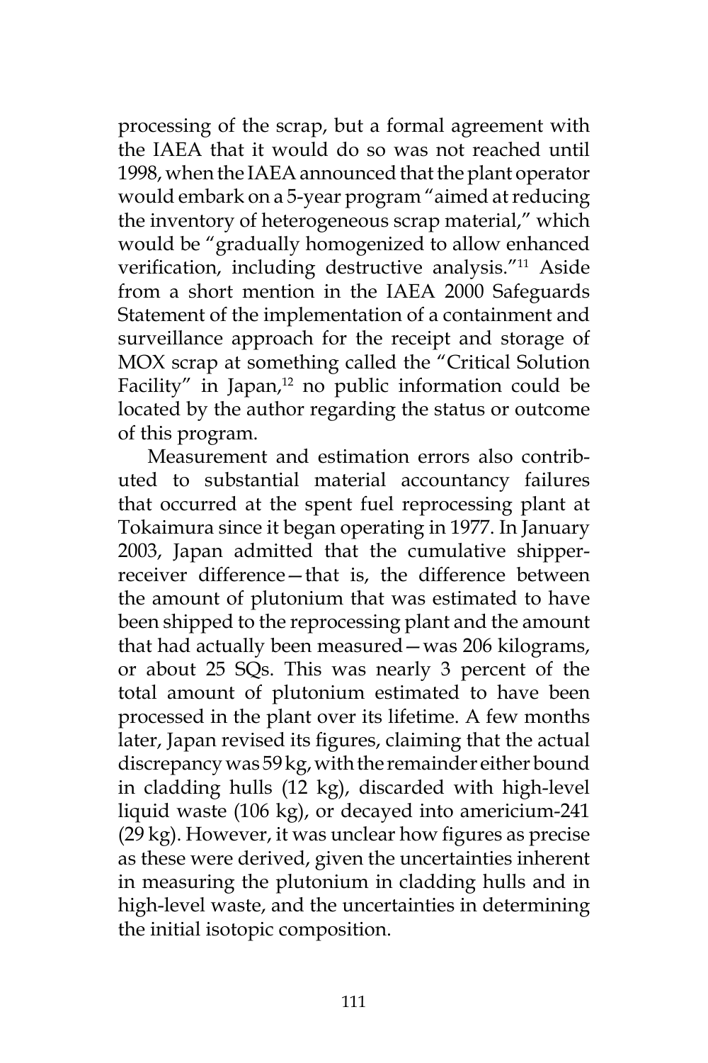processing of the scrap, but a formal agreement with the IAEA that it would do so was not reached until 1998, when the IAEA announced that the plant operator would embark on a 5-year program "aimed at reducing the inventory of heterogeneous scrap material," which would be "gradually homogenized to allow enhanced verification, including destructive analysis."[11] Aside from a short mention in the IAEA 2000 Safeguards Statement of the implementation of a containment and surveillance approach for the receipt and storage of MOX scrap at something called the "Critical Solution Facility" in Japan,[12] no public information could be located by the author regarding the status or outcome of this program.

Measurement and estimation errors also contributed to substantial material accountancy failures that occurred at the spent fuel reprocessing plant at Tokaimura since it began operating in 1977. In January 2003, Japan admitted that the cumulative shipper-receiver difference—that is, the difference between the amount of plutonium that was estimated to have been shipped to the reprocessing plant and the amount that had actually been measured—was 206 kilograms, or about 25 SQs. This was nearly 3 percent of the total amount of plutonium estimated to have been processed in the plant over its lifetime. A few months later, Japan revised its figures, claiming that the actual discrepancy was 59 kg, with the remainder either bound in cladding hulls (12 kg), discarded with high-level liquid waste (106 kg), or decayed into americium-241 (29 kg). However, it was unclear how figures as precise as these were derived, given the uncertainties inherent in measuring the plutonium in cladding hulls and in high-level waste, and the uncertainties in determining the initial isotopic composition.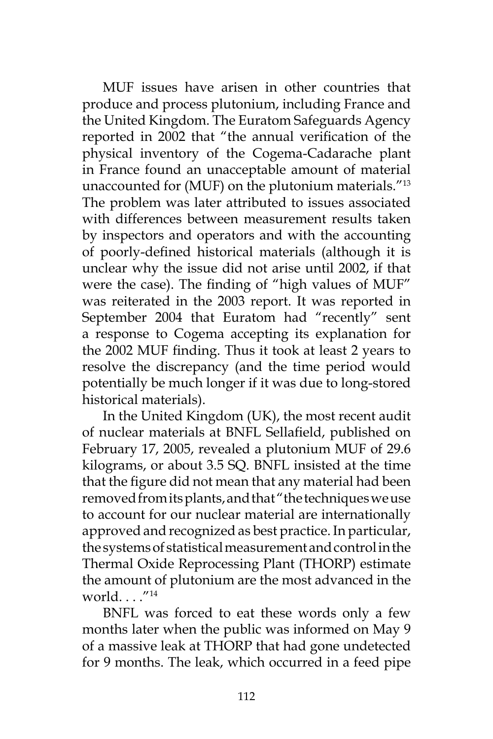MUF issues have arisen in other countries that produce and process plutonium, including France and the United Kingdom. The Euratom Safeguards Agency reported in 2002 that "the annual verification of the physical inventory of the Cogema-Cadarache plant in France found an unacceptable amount of material unaccounted for (MUF) on the plutonium materials."[13] The problem was later attributed to issues associated with differences between measurement results taken by inspectors and operators and with the accounting of poorly-defined historical materials (although it is unclear why the issue did not arise until 2002, if that were the case). The finding of "high values of MUF" was reiterated in the 2003 report. It was reported in September 2004 that Euratom had "recently" sent a response to Cogema accepting its explanation for the 2002 MUF finding. Thus it took at least 2 years to resolve the discrepancy (and the time period would potentially be much longer if it was due to long-stored historical materials).

In the United Kingdom (UK), the most recent audit of nuclear materials at BNFL Sellafield, published on February 17, 2005, revealed a plutonium MUF of 29.6 kilograms, or about 3.5 SQ. BNFL insisted at the time that the figure did not mean that any material had been removed from its plants, and that "the techniques we use to account for our nuclear material are internationally approved and recognized as best practice. In particular, the systems of statistical measurement and control in the Thermal Oxide Reprocessing Plant (THORP) estimate the amount of plutonium are the most advanced in the world. . . ."[14]

BNFL was forced to eat these words only a few months later when the public was informed on May 9 of a massive leak at THORP that had gone undetected for 9 months. The leak, which occurred in a feed pipe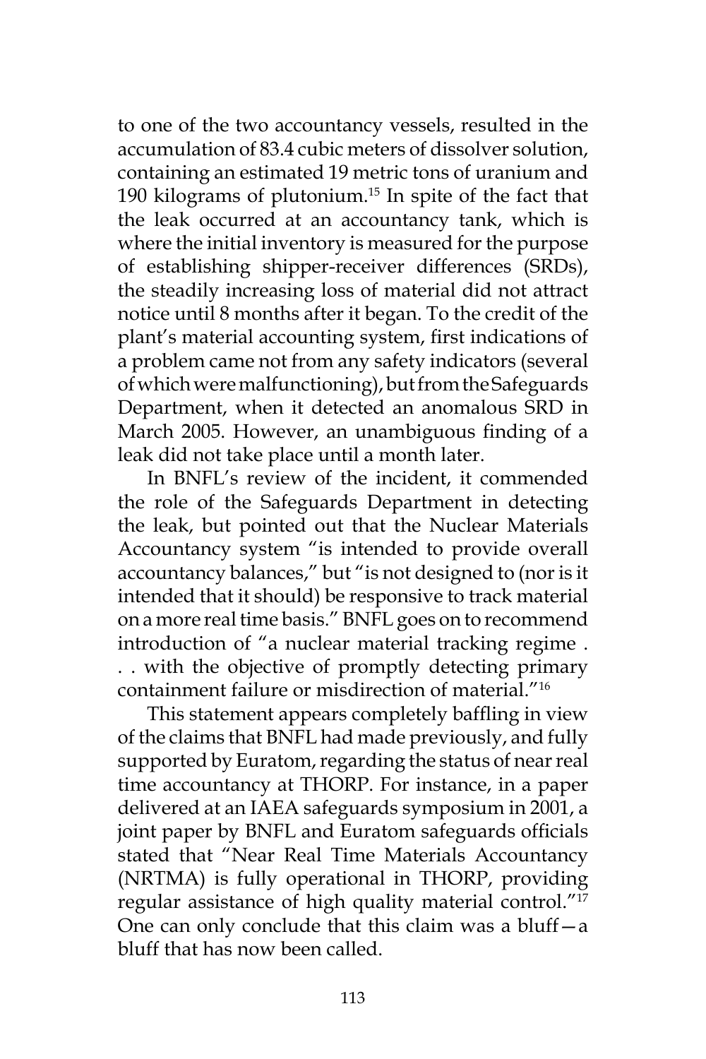to one of the two accountancy vessels, resulted in the accumulation of 83.4 cubic meters of dissolver solution, containing an estimated 19 metric tons of uranium and 190 kilograms of plutonium.[15] In spite of the fact that the leak occurred at an accountancy tank, which is where the initial inventory is measured for the purpose of establishing shipper-receiver differences (SRDs), the steadily increasing loss of material did not attract notice until 8 months after it began. To the credit of the plant's material accounting system, first indications of a problem came not from any safety indicators (several of which were malfunctioning), but from the Safeguards Department, when it detected an anomalous SRD in March 2005. However, an unambiguous finding of a leak did not take place until a month later.

In BNFL's review of the incident, it commended the role of the Safeguards Department in detecting the leak, but pointed out that the Nuclear Materials Accountancy system "is intended to provide overall accountancy balances," but "is not designed to (nor is it intended that it should) be responsive to track material on a more real time basis." BNFL goes on to recommend introduction of "a nuclear material tracking regime . . . with the objective of promptly detecting primary containment failure or misdirection of material."[16]

This statement appears completely baffling in view of the claims that BNFL had made previously, and fully supported by Euratom, regarding the status of near real time accountancy at THORP. For instance, in a paper delivered at an IAEA safeguards symposium in 2001, a joint paper by BNFL and Euratom safeguards officials stated that "Near Real Time Materials Accountancy (NRTMA) is fully operational in THORP, providing regular assistance of high quality material control."[17] One can only conclude that this claim was a bluff—a bluff that has now been called.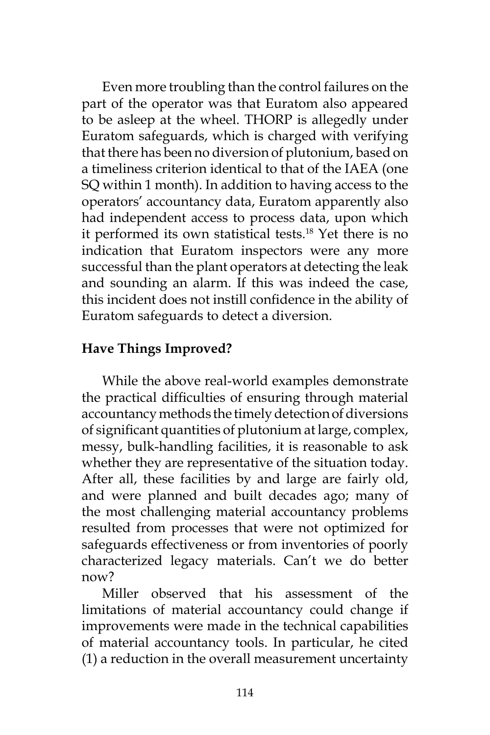Even more troubling than the control failures on the part of the operator was that Euratom also appeared to be asleep at the wheel. THORP is allegedly under Euratom safeguards, which is charged with verifying that there has been no diversion of plutonium, based on a timeliness criterion identical to that of the IAEA (one SQ within 1 month). In addition to having access to the operators' accountancy data, Euratom apparently also had independent access to process data, upon which it performed its own statistical tests.[18] Yet there is no indication that Euratom inspectors were any more successful than the plant operators at detecting the leak and sounding an alarm. If this was indeed the case, this incident does not instill confidence in the ability of Euratom safeguards to detect a diversion.

**Have Things Improved?**

While the above real-world examples demonstrate the practical difficulties of ensuring through material accountancy methods the timely detection of diversions of significant quantities of plutonium at large, complex, messy, bulk-handling facilities, it is reasonable to ask whether they are representative of the situation today. After all, these facilities by and large are fairly old, and were planned and built decades ago; many of the most challenging material accountancy problems resulted from processes that were not optimized for safeguards effectiveness or from inventories of poorly characterized legacy materials. Can't we do better now?

Miller observed that his assessment of the limitations of material accountancy could change if improvements were made in the technical capabilities of material accountancy tools. In particular, he cited (1) a reduction in the overall measurement uncertainty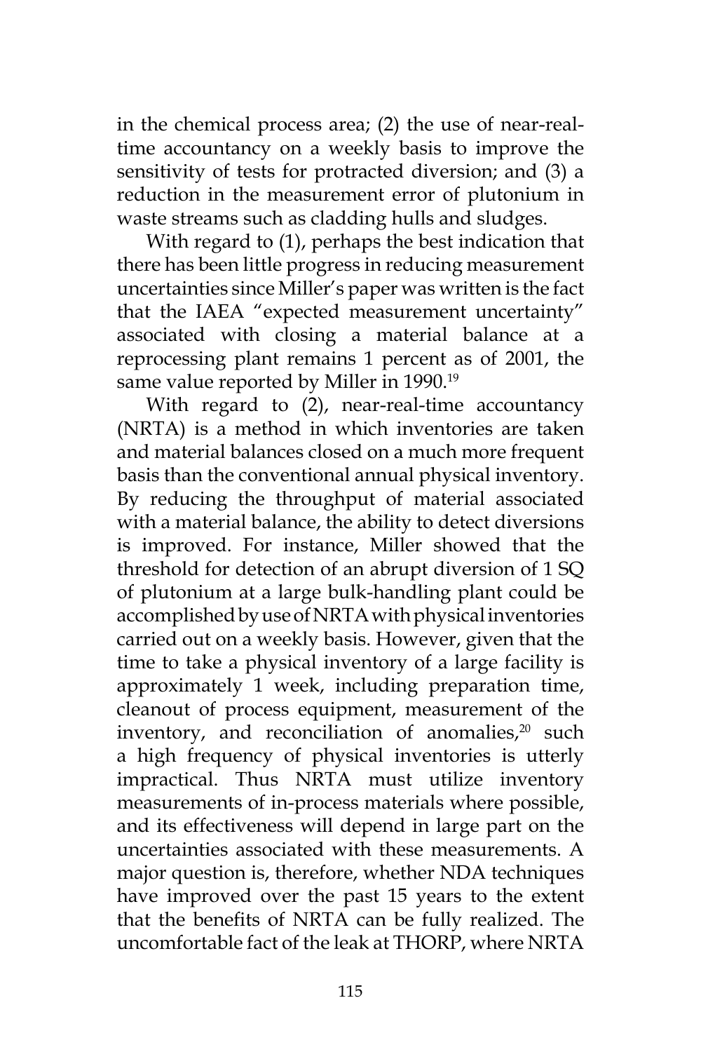in the chemical process area; (2) the use of near-real-time accountancy on a weekly basis to improve the sensitivity of tests for protracted diversion; and (3) a reduction in the measurement error of plutonium in waste streams such as cladding hulls and sludges.

With regard to (1), perhaps the best indication that there has been little progress in reducing measurement uncertainties since Miller's paper was written is the fact that the IAEA "expected measurement uncertainty" associated with closing a material balance at a reprocessing plant remains 1 percent as of 2001, the same value reported by Miller in 1990.[19]

With regard to (2), near-real-time accountancy (NRTA) is a method in which inventories are taken and material balances closed on a much more frequent basis than the conventional annual physical inventory. By reducing the throughput of material associated with a material balance, the ability to detect diversions is improved. For instance, Miller showed that the threshold for detection of an abrupt diversion of 1 SQ of plutonium at a large bulk-handling plant could be accomplished by use of NRTA with physical inventories carried out on a weekly basis. However, given that the time to take a physical inventory of a large facility is approximately 1 week, including preparation time, cleanout of process equipment, measurement of the inventory, and reconciliation of anomalies,[20] such a high frequency of physical inventories is utterly impractical. Thus NRTA must utilize inventory measurements of in-process materials where possible, and its effectiveness will depend in large part on the uncertainties associated with these measurements. A major question is, therefore, whether NDA techniques have improved over the past 15 years to the extent that the benefits of NRTA can be fully realized. The uncomfortable fact of the leak at THORP, where NRTA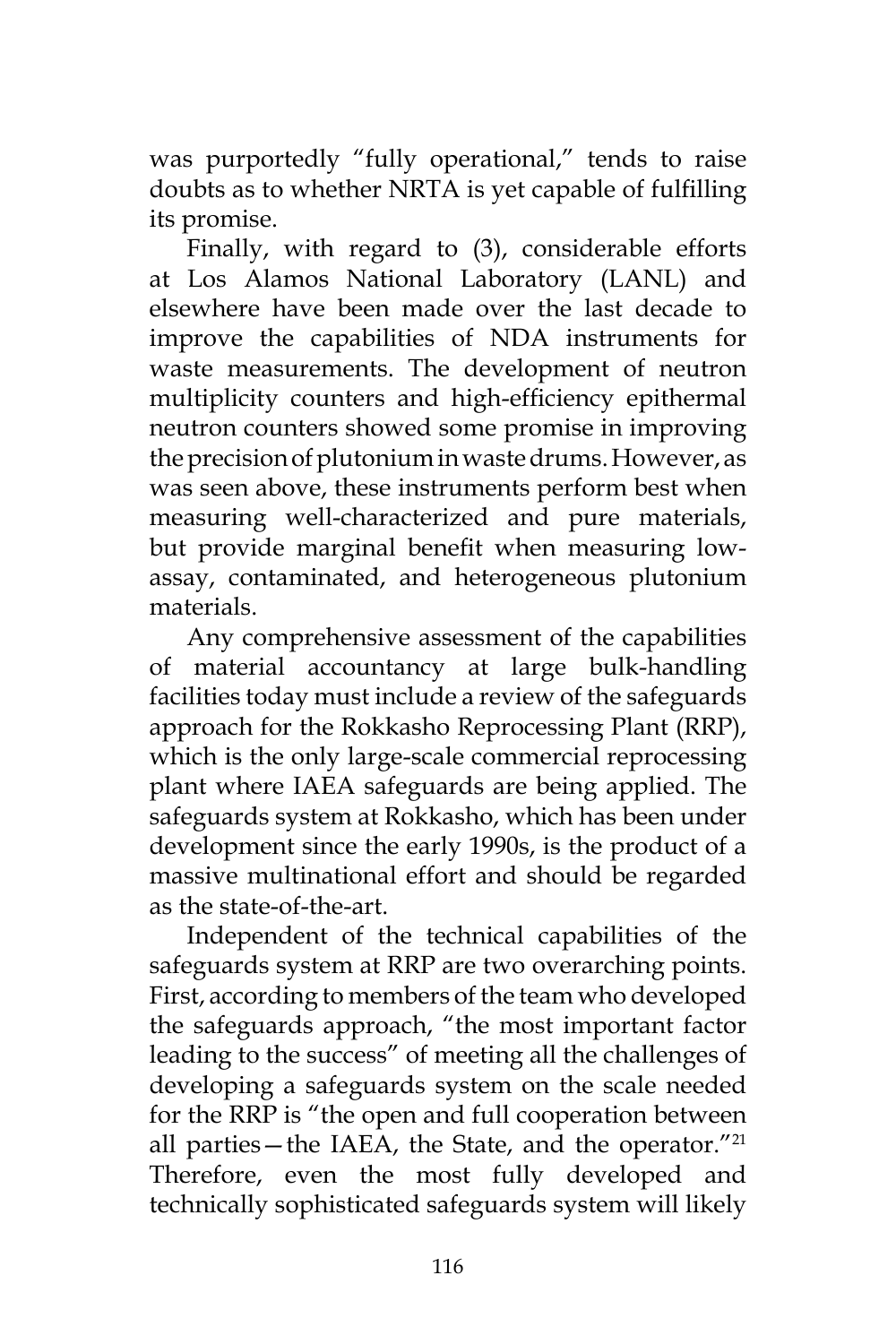was purportedly "fully operational," tends to raise doubts as to whether NRTA is yet capable of fulfilling its promise.

Finally, with regard to (3), considerable efforts at Los Alamos National Laboratory (LANL) and elsewhere have been made over the last decade to improve the capabilities of NDA instruments for waste measurements. The development of neutron multiplicity counters and high-efficiency epithermal neutron counters showed some promise in improving the precision of plutonium in waste drums. However, as was seen above, these instruments perform best when measuring well-characterized and pure materials, but provide marginal benefit when measuring low-assay, contaminated, and heterogeneous plutonium materials.

Any comprehensive assessment of the capabilities of material accountancy at large bulk-handling facilities today must include a review of the safeguards approach for the Rokkasho Reprocessing Plant (RRP), which is the only large-scale commercial reprocessing plant where IAEA safeguards are being applied. The safeguards system at Rokkasho, which has been under development since the early 1990s, is the product of a massive multinational effort and should be regarded as the state-of-the-art.

Independent of the technical capabilities of the safeguards system at RRP are two overarching points. First, according to members of the team who developed the safeguards approach, "the most important factor leading to the success" of meeting all the challenges of developing a safeguards system on the scale needed for the RRP is "the open and full cooperation between all parties—the IAEA, the State, and the operator."[21] Therefore, even the most fully developed and technically sophisticated safeguards system will likely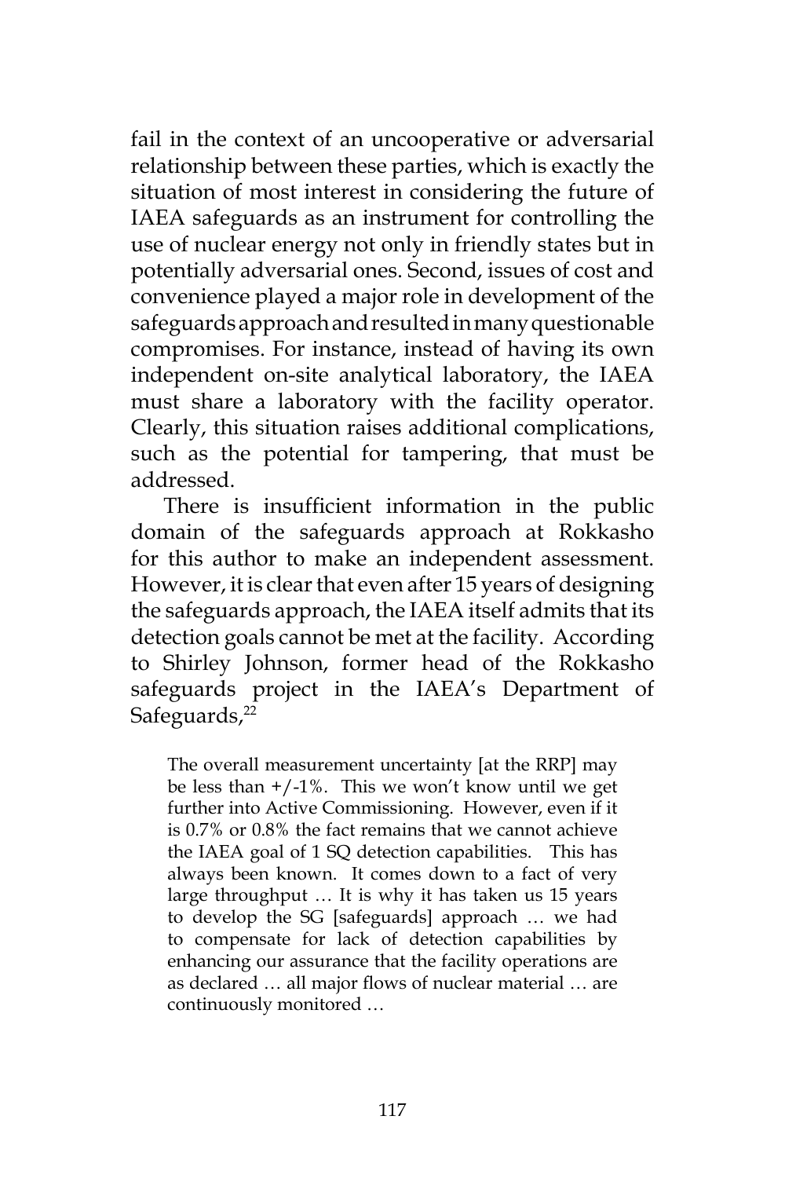fail in the context of an uncooperative or adversarial relationship between these parties, which is exactly the situation of most interest in considering the future of IAEA safeguards as an instrument for controlling the use of nuclear energy not only in friendly states but in potentially adversarial ones. Second, issues of cost and convenience played a major role in development of the safeguards approach and resulted in many questionable compromises. For instance, instead of having its own independent on-site analytical laboratory, the IAEA must share a laboratory with the facility operator. Clearly, this situation raises additional complications, such as the potential for tampering, that must be addressed.

There is insufficient information in the public domain of the safeguards approach at Rokkasho for this author to make an independent assessment. However, it is clear that even after 15 years of designing the safeguards approach, the IAEA itself admits that its detection goals cannot be met at the facility. According to Shirley Johnson, former head of the Rokkasho safeguards project in the IAEA's Department of Safeguards,[22]

> The overall measurement uncertainty [at the RRP] may be less than +/-1%. This we won't know until we get further into Active Commissioning. However, even if it is 0.7% or 0.8% the fact remains that we cannot achieve the IAEA goal of 1 SQ detection capabilities. This has always been known. It comes down to a fact of very large throughput … It is why it has taken us 15 years to develop the SG [safeguards] approach … we had to compensate for lack of detection capabilities by enhancing our assurance that the facility operations are as declared … all major flows of nuclear material … are continuously monitored …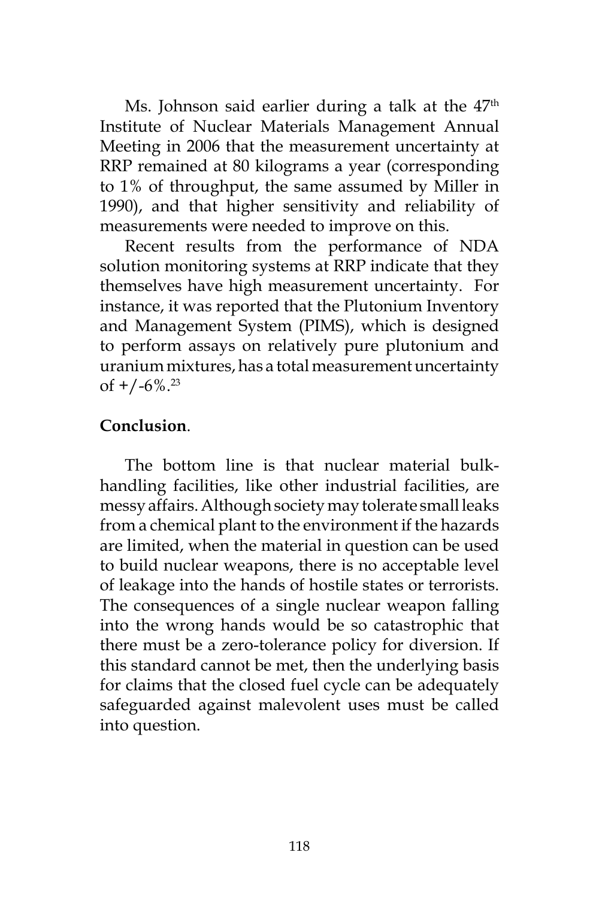Ms. Johnson said earlier during a talk at the 47th Institute of Nuclear Materials Management Annual Meeting in 2006 that the measurement uncertainty at RRP remained at 80 kilograms a year (corresponding to 1% of throughput, the same assumed by Miller in 1990), and that higher sensitivity and reliability of measurements were needed to improve on this.

Recent results from the performance of NDA solution monitoring systems at RRP indicate that they themselves have high measurement uncertainty. For instance, it was reported that the Plutonium Inventory and Management System (PIMS), which is designed to perform assays on relatively pure plutonium and uranium mixtures, has a total measurement uncertainty of +/-6%.[23]

**Conclusion**.

The bottom line is that nuclear material bulk-handling facilities, like other industrial facilities, are messy affairs. Although society may tolerate small leaks from a chemical plant to the environment if the hazards are limited, when the material in question can be used to build nuclear weapons, there is no acceptable level of leakage into the hands of hostile states or terrorists. The consequences of a single nuclear weapon falling into the wrong hands would be so catastrophic that there must be a zero-tolerance policy for diversion. If this standard cannot be met, then the underlying basis for claims that the closed fuel cycle can be adequately safeguarded against malevolent uses must be called into question.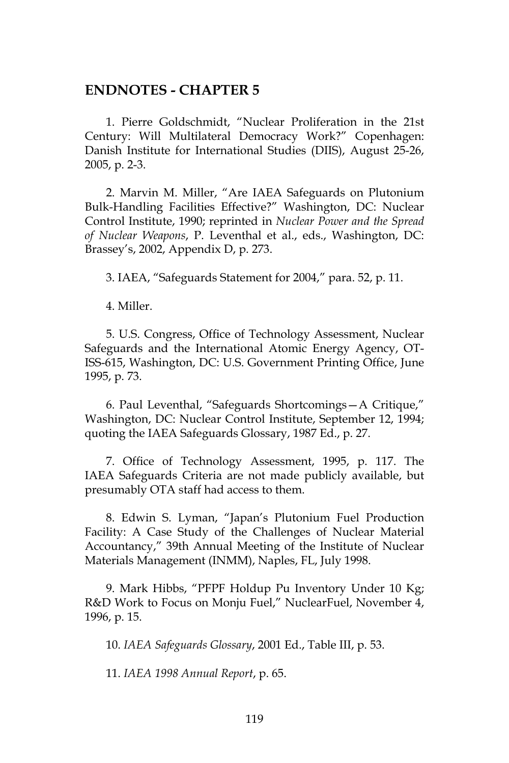## ENDNOTES - CHAPTER 5

1. Pierre Goldschmidt, "Nuclear Proliferation in the 21st Century: Will Multilateral Democracy Work?" Copenhagen: Danish Institute for International Studies (DIIS), August 25-26, 2005, p. 2-3.

2. Marvin M. Miller, "Are IAEA Safeguards on Plutonium Bulk-Handling Facilities Effective?" Washington, DC: Nuclear Control Institute, 1990; reprinted in *Nuclear Power and the Spread of Nuclear Weapons*, P. Leventhal et al., eds., Washington, DC: Brassey's, 2002, Appendix D, p. 273.

3. IAEA, "Safeguards Statement for 2004," para. 52, p. 11.

4. Miller.

5. U.S. Congress, Office of Technology Assessment, Nuclear Safeguards and the International Atomic Energy Agency, OT-ISS-615, Washington, DC: U.S. Government Printing Office, June 1995, p. 73.

6. Paul Leventhal, "Safeguards Shortcomings—A Critique," Washington, DC: Nuclear Control Institute, September 12, 1994; quoting the IAEA Safeguards Glossary, 1987 Ed., p. 27.

7. Office of Technology Assessment, 1995, p. 117. The IAEA Safeguards Criteria are not made publicly available, but presumably OTA staff had access to them.

8. Edwin S. Lyman, "Japan's Plutonium Fuel Production Facility: A Case Study of the Challenges of Nuclear Material Accountancy," 39th Annual Meeting of the Institute of Nuclear Materials Management (INMM), Naples, FL, July 1998.

9. Mark Hibbs, "PFPF Holdup Pu Inventory Under 10 Kg; R&D Work to Focus on Monju Fuel," NuclearFuel, November 4, 1996, p. 15.

10. *IAEA Safeguards Glossary*, 2001 Ed., Table III, p. 53.

11. *IAEA 1998 Annual Report*, p. 65.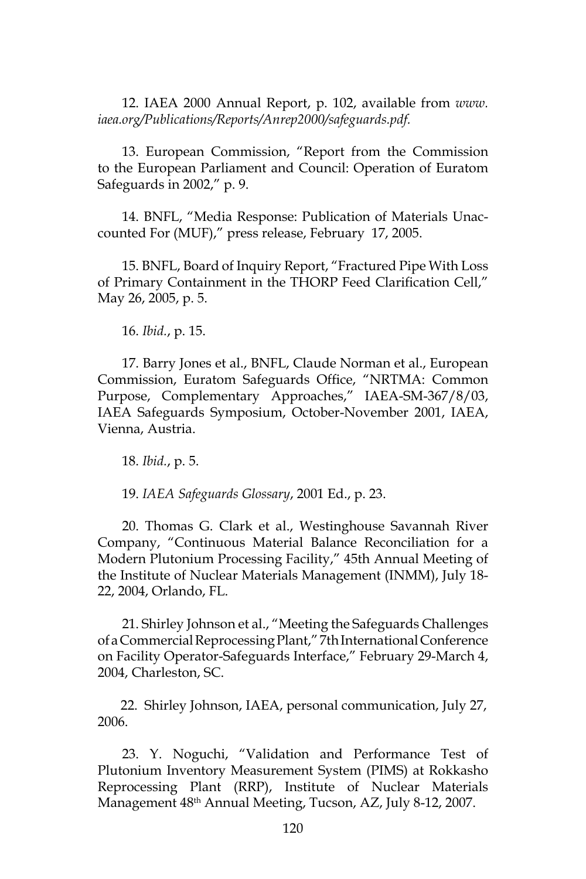12. IAEA 2000 Annual Report, p. 102, available from *www.iaea.org/Publications/Reports/Anrep2000/safeguards.pdf*.

13. European Commission, "Report from the Commission to the European Parliament and Council: Operation of Euratom Safeguards in 2002," p. 9.

14. BNFL, "Media Response: Publication of Materials Unaccounted For (MUF)," press release, February 17, 2005.

15. BNFL, Board of Inquiry Report, "Fractured Pipe With Loss of Primary Containment in the THORP Feed Clarification Cell," May 26, 2005, p. 5.

16. *Ibid.*, p. 15.

17. Barry Jones et al., BNFL, Claude Norman et al., European Commission, Euratom Safeguards Office, "NRTMA: Common Purpose, Complementary Approaches," IAEA-SM-367/8/03, IAEA Safeguards Symposium, October-November 2001, IAEA, Vienna, Austria.

18. *Ibid.*, p. 5.

19. *IAEA Safeguards Glossary*, 2001 Ed., p. 23.

20. Thomas G. Clark et al., Westinghouse Savannah River Company, "Continuous Material Balance Reconciliation for a Modern Plutonium Processing Facility," 45th Annual Meeting of the Institute of Nuclear Materials Management (INMM), July 18-22, 2004, Orlando, FL.

21. Shirley Johnson et al., "Meeting the Safeguards Challenges of a Commercial Reprocessing Plant," 7th International Conference on Facility Operator-Safeguards Interface," February 29-March 4, 2004, Charleston, SC.

22. Shirley Johnson, IAEA, personal communication, July 27, 2006.

23. Y. Noguchi, "Validation and Performance Test of Plutonium Inventory Measurement System (PIMS) at Rokkasho Reprocessing Plant (RRP), Institute of Nuclear Materials Management 48th Annual Meeting, Tucson, AZ, July 8-12, 2007.